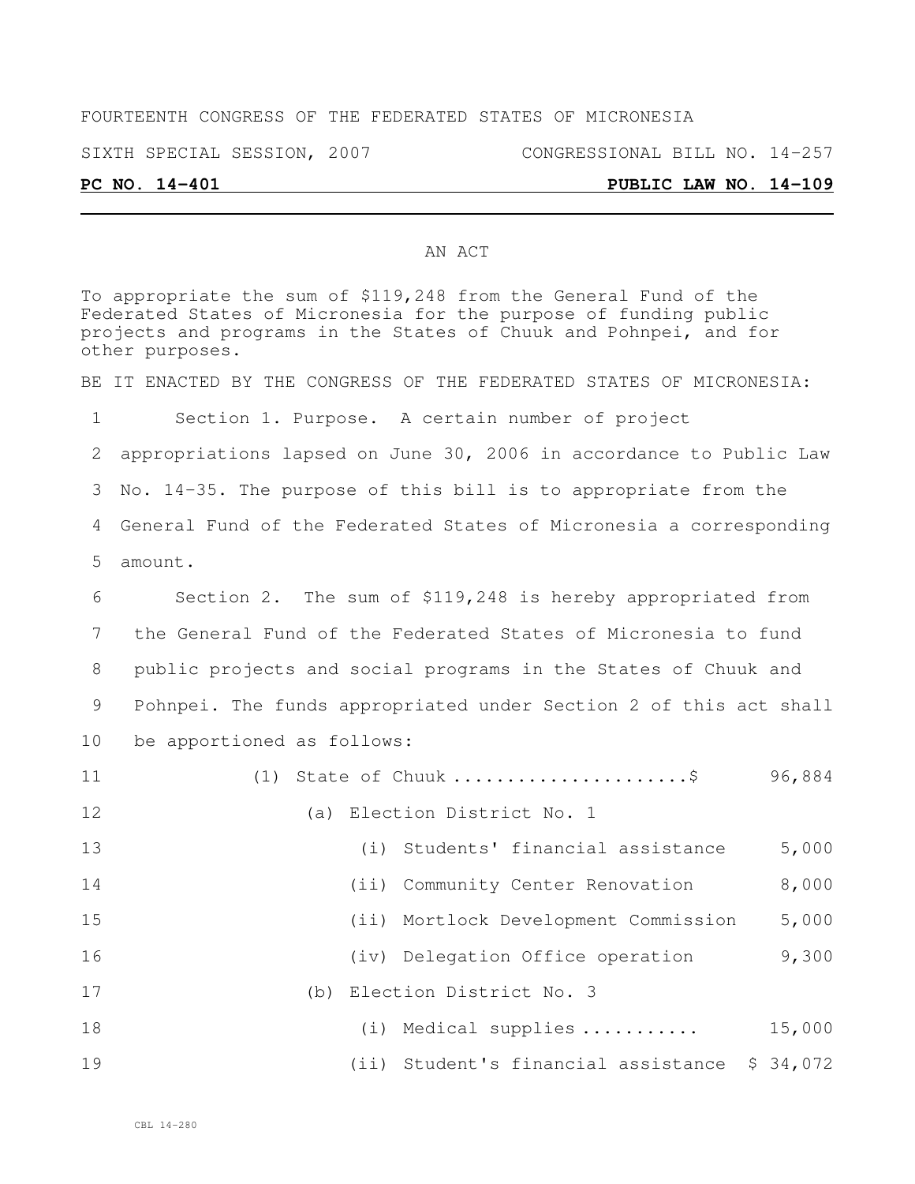FOURTEENTH CONGRESS OF THE FEDERATED STATES OF MICRONESIA

SIXTH SPECIAL SESSION, 2007 CONGRESSIONAL BILL NO. 14-257

**PC NO. 14-401** **PUBLIC LAW NO. 14-109**

AN ACT

To appropriate the sum of $119,248 from the General Fund of the Federated States of Micronesia for the purpose of funding public projects and programs in the States of Chuuk and Pohnpei, and for other purposes.

BE IT ENACTED BY THE CONGRESS OF THE FEDERATED STATES OF MICRONESIA:

1 Section 1. Purpose. A certain number of project
2 appropriations lapsed on June 30, 2006 in accordance to Public Law
3 No. 14-35. The purpose of this bill is to appropriate from the
4 General Fund of the Federated States of Micronesia a corresponding
5 amount.

6 Section 2. The sum of $119,248 is hereby appropriated from
7 the General Fund of the Federated States of Micronesia to fund
8 public projects and social programs in the States of Chuuk and
9 Pohnpei. The funds appropriated under Section 2 of this act shall
10 be apportioned as follows:

11 (1) State of Chuuk ......................$ 96,884
12 (a) Election District No. 1
13 (i) Students' financial assistance 5,000
14 (ii) Community Center Renovation 8,000
15 (ii) Mortlock Development Commission 5,000
16 (iv) Delegation Office operation 9,300
17 (b) Election District No. 3
18 (i) Medical supplies ........... 15,000
19 (ii) Student's financial assistance $ 34,072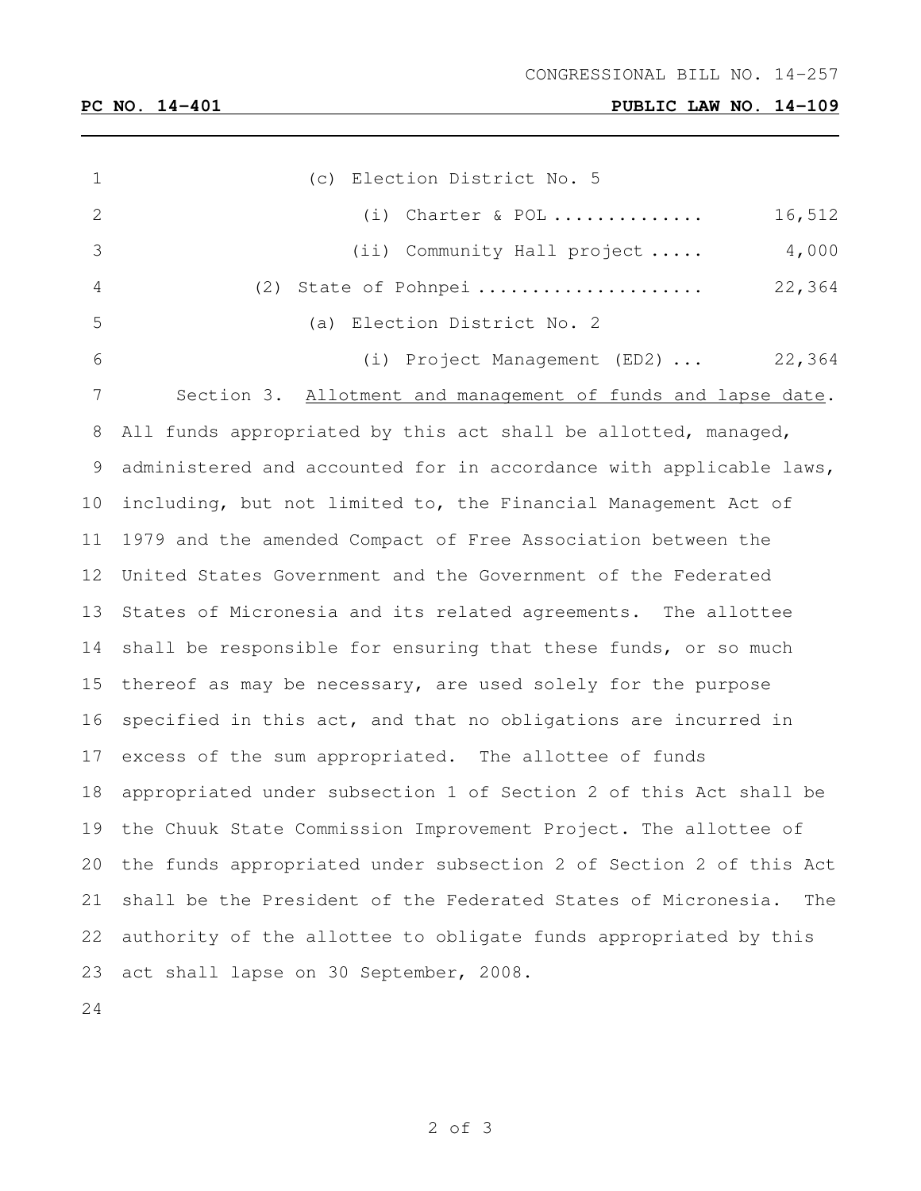CONGRESSIONAL BILL NO. 14-257

**PC NO. 14-401** **PUBLIC LAW NO. 14-109**

(c) Election District No. 5

(i) Charter & POL .............. 16,512

(ii) Community Hall project ..... 4,000

(2) State of Pohnpei ..................... 22,364

(a) Election District No. 2

(i) Project Management (ED2) ... 22,364

Section 3. <u>Allotment and management of funds and lapse date</u>. All funds appropriated by this act shall be allotted, managed, administered and accounted for in accordance with applicable laws, including, but not limited to, the Financial Management Act of 1979 and the amended Compact of Free Association between the United States Government and the Government of the Federated States of Micronesia and its related agreements. The allottee shall be responsible for ensuring that these funds, or so much thereof as may be necessary, are used solely for the purpose specified in this act, and that no obligations are incurred in excess of the sum appropriated. The allottee of funds appropriated under subsection 1 of Section 2 of this Act shall be the Chuuk State Commission Improvement Project. The allottee of the funds appropriated under subsection 2 of Section 2 of this Act shall be the President of the Federated States of Micronesia. The authority of the allottee to obligate funds appropriated by this act shall lapse on 30 September, 2008.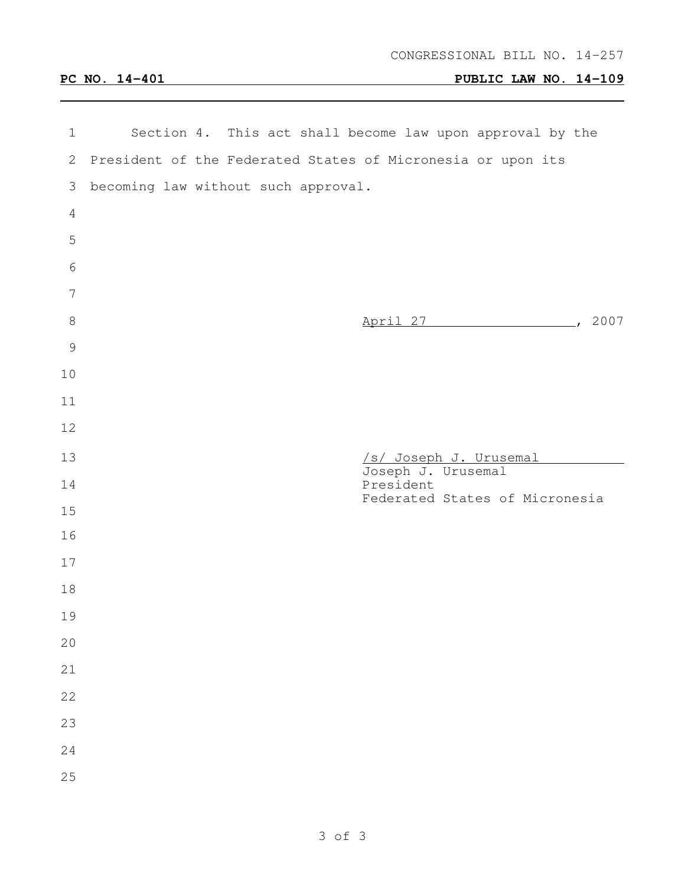CONGRESSIONAL BILL NO. 14-257

**PC NO. 14-401** **PUBLIC LAW NO. 14-109**

Section 4. This act shall become law upon approval by the President of the Federated States of Micronesia or upon its becoming law without such approval.

April 27, 2007

/s/ Joseph J. Urusemal
Joseph J. Urusemal
President
Federated States of Micronesia